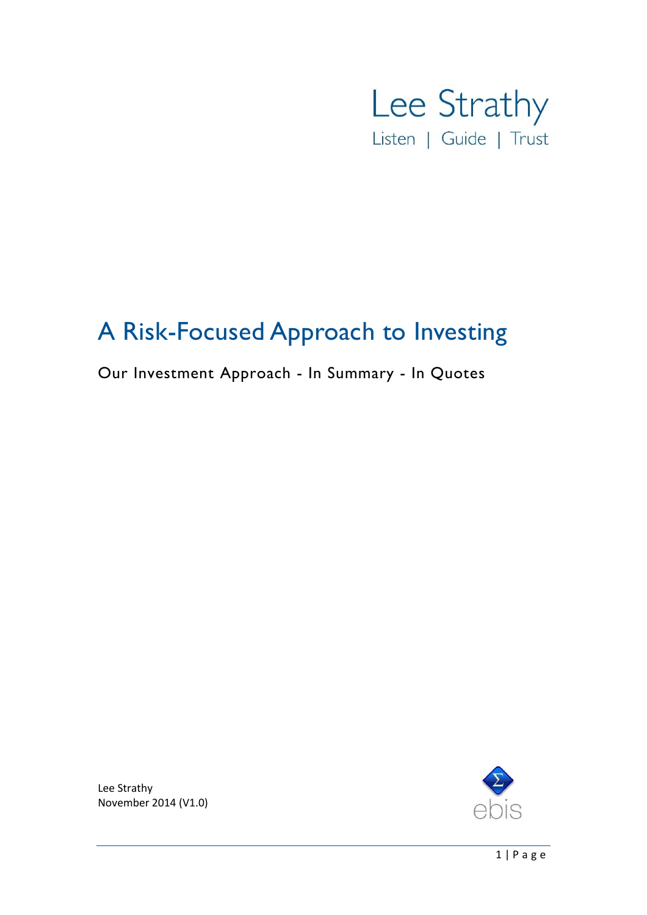Lee Strathy

Listen | Guide | Trust

# A Risk-Focused Approach to Investing

Our Investment Approach - In Summary - In Quotes

Lee Strathy
November 2014 (V1.0)

ebis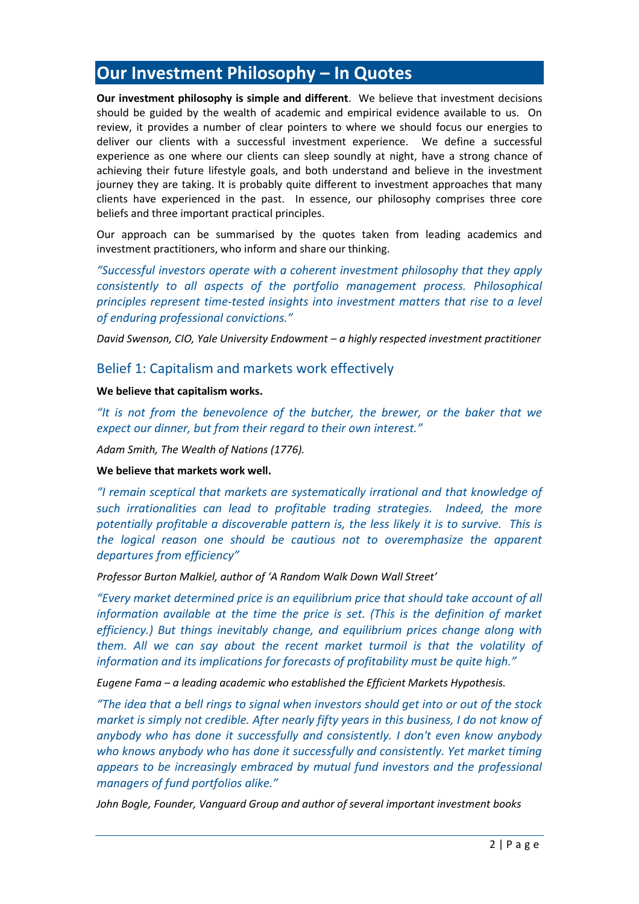# Our Investment Philosophy – In Quotes

**Our investment philosophy is simple and different**. We believe that investment decisions should be guided by the wealth of academic and empirical evidence available to us. On review, it provides a number of clear pointers to where we should focus our energies to deliver our clients with a successful investment experience. We define a successful experience as one where our clients can sleep soundly at night, have a strong chance of achieving their future lifestyle goals, and both understand and believe in the investment journey they are taking. It is probably quite different to investment approaches that many clients have experienced in the past. In essence, our philosophy comprises three core beliefs and three important practical principles.

Our approach can be summarised by the quotes taken from leading academics and investment practitioners, who inform and share our thinking.

*"Successful investors operate with a coherent investment philosophy that they apply consistently to all aspects of the portfolio management process. Philosophical principles represent time-tested insights into investment matters that rise to a level of enduring professional convictions."*

*David Swenson, CIO, Yale University Endowment – a highly respected investment practitioner*

## Belief 1: Capitalism and markets work effectively

**We believe that capitalism works.**

*"It is not from the benevolence of the butcher, the brewer, or the baker that we expect our dinner, but from their regard to their own interest."*

*Adam Smith, The Wealth of Nations (1776).*

**We believe that markets work well.**

*"I remain sceptical that markets are systematically irrational and that knowledge of such irrationalities can lead to profitable trading strategies. Indeed, the more potentially profitable a discoverable pattern is, the less likely it is to survive. This is the logical reason one should be cautious not to overemphasize the apparent departures from efficiency"*

*Professor Burton Malkiel, author of 'A Random Walk Down Wall Street'*

*"Every market determined price is an equilibrium price that should take account of all information available at the time the price is set. (This is the definition of market efficiency.) But things inevitably change, and equilibrium prices change along with them. All we can say about the recent market turmoil is that the volatility of information and its implications for forecasts of profitability must be quite high."*

*Eugene Fama – a leading academic who established the Efficient Markets Hypothesis.*

*"The idea that a bell rings to signal when investors should get into or out of the stock market is simply not credible. After nearly fifty years in this business, I do not know of anybody who has done it successfully and consistently. I don't even know anybody who knows anybody who has done it successfully and consistently. Yet market timing appears to be increasingly embraced by mutual fund investors and the professional managers of fund portfolios alike."*

*John Bogle, Founder, Vanguard Group and author of several important investment books*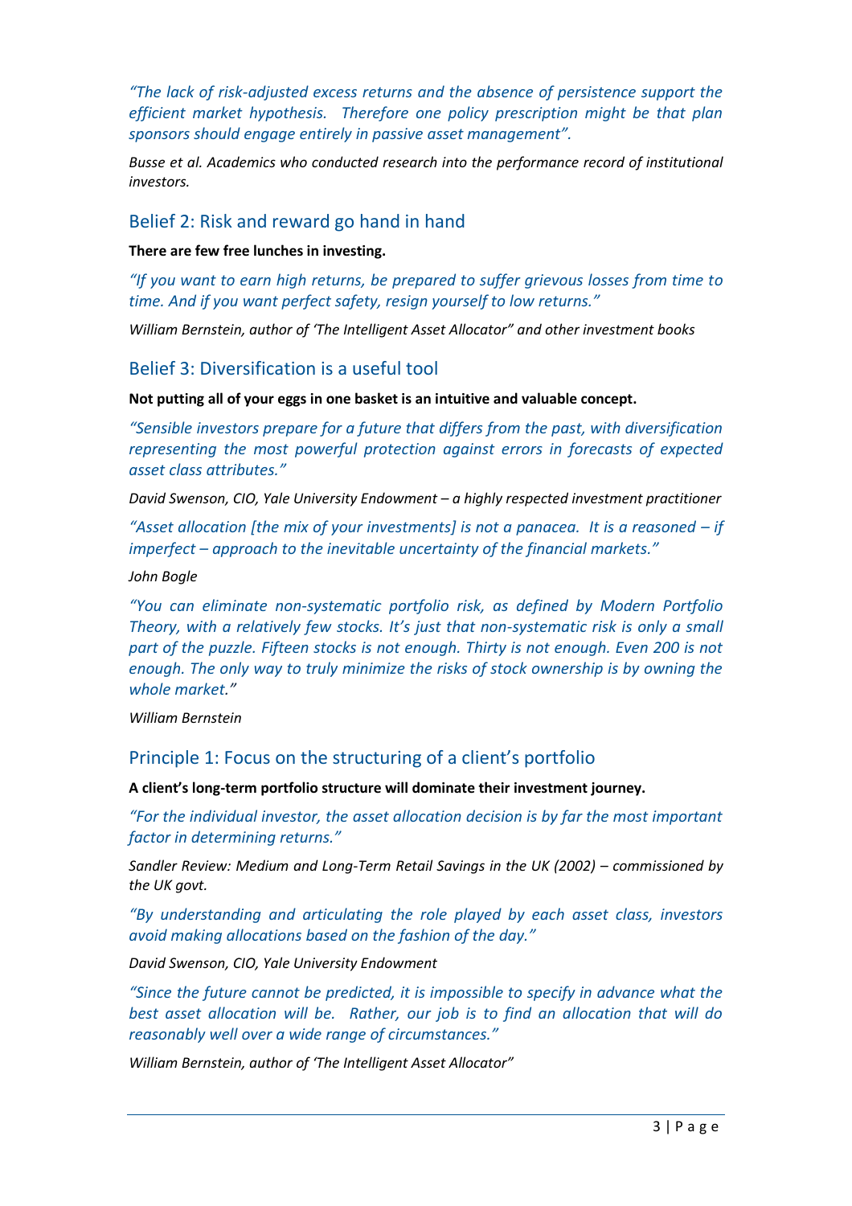*"The lack of risk-adjusted excess returns and the absence of persistence support the efficient market hypothesis. Therefore one policy prescription might be that plan sponsors should engage entirely in passive asset management".*

*Busse et al. Academics who conducted research into the performance record of institutional investors.*

## Belief 2: Risk and reward go hand in hand

**There are few free lunches in investing.**

*"If you want to earn high returns, be prepared to suffer grievous losses from time to time. And if you want perfect safety, resign yourself to low returns."*

*William Bernstein, author of 'The Intelligent Asset Allocator" and other investment books*

## Belief 3: Diversification is a useful tool

**Not putting all of your eggs in one basket is an intuitive and valuable concept.**

*"Sensible investors prepare for a future that differs from the past, with diversification representing the most powerful protection against errors in forecasts of expected asset class attributes."*

*David Swenson, CIO, Yale University Endowment – a highly respected investment practitioner*

*"Asset allocation [the mix of your investments] is not a panacea. It is a reasoned – if imperfect – approach to the inevitable uncertainty of the financial markets."*

*John Bogle*

*"You can eliminate non-systematic portfolio risk, as defined by Modern Portfolio Theory, with a relatively few stocks. It's just that non-systematic risk is only a small part of the puzzle. Fifteen stocks is not enough. Thirty is not enough. Even 200 is not enough. The only way to truly minimize the risks of stock ownership is by owning the whole market."*

*William Bernstein*

## Principle 1: Focus on the structuring of a client's portfolio

**A client's long-term portfolio structure will dominate their investment journey.**

*"For the individual investor, the asset allocation decision is by far the most important factor in determining returns."*

*Sandler Review: Medium and Long-Term Retail Savings in the UK (2002) – commissioned by the UK govt.*

*"By understanding and articulating the role played by each asset class, investors avoid making allocations based on the fashion of the day."*

*David Swenson, CIO, Yale University Endowment*

*"Since the future cannot be predicted, it is impossible to specify in advance what the best asset allocation will be. Rather, our job is to find an allocation that will do reasonably well over a wide range of circumstances."*

*William Bernstein, author of 'The Intelligent Asset Allocator"*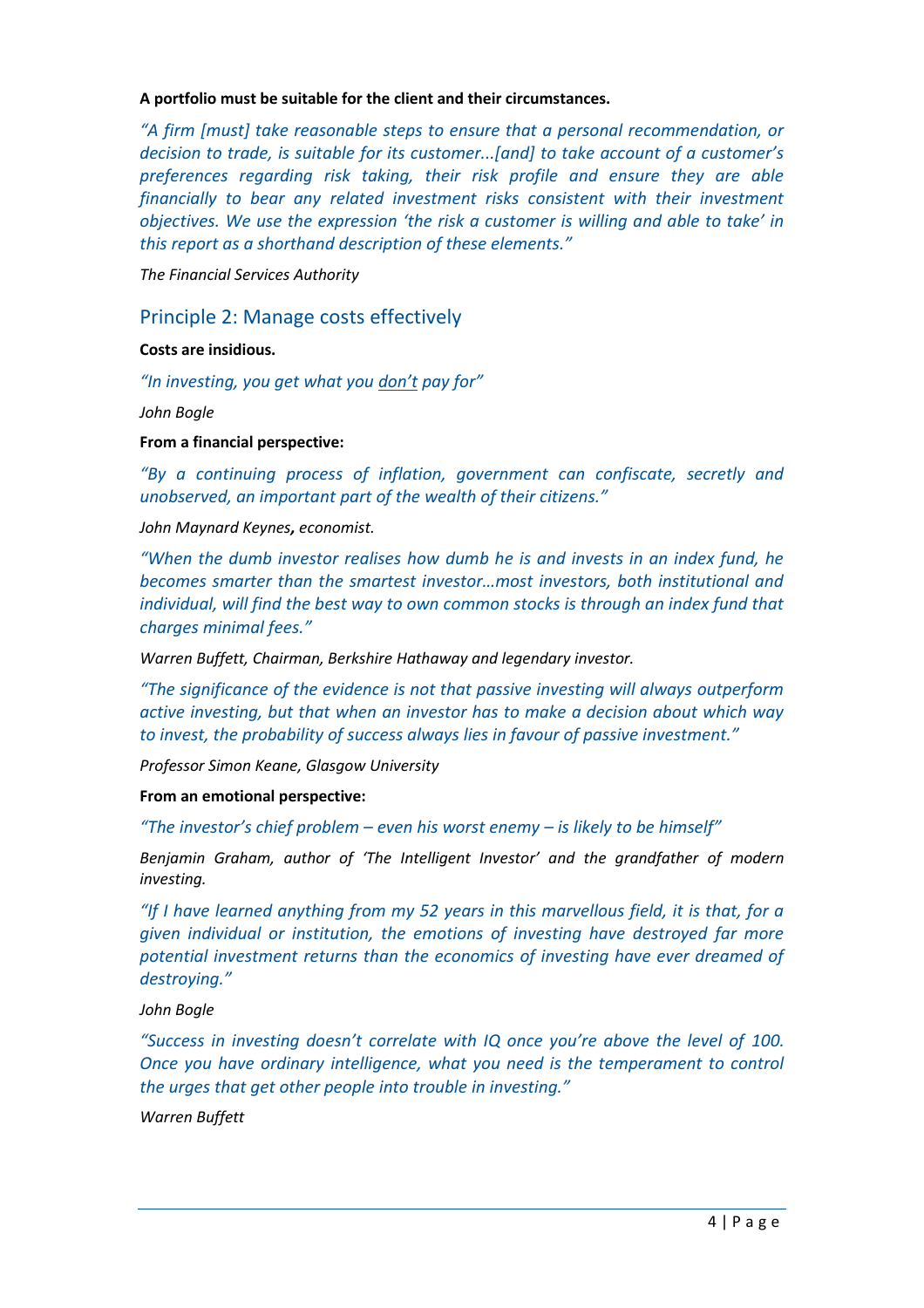**A portfolio must be suitable for the client and their circumstances.**

*"A firm [must] take reasonable steps to ensure that a personal recommendation, or decision to trade, is suitable for its customer...[and] to take account of a customer's preferences regarding risk taking, their risk profile and ensure they are able financially to bear any related investment risks consistent with their investment objectives. We use the expression 'the risk a customer is willing and able to take' in this report as a shorthand description of these elements."*

*The Financial Services Authority*

## Principle 2: Manage costs effectively

**Costs are insidious.**

*"In investing, you get what you <u>don't</u> pay for"*

*John Bogle*

**From a financial perspective:**

*"By a continuing process of inflation, government can confiscate, secretly and unobserved, an important part of the wealth of their citizens."*

*John Maynard Keynes**,** economist.*

*"When the dumb investor realises how dumb he is and invests in an index fund, he becomes smarter than the smartest investor…most investors, both institutional and individual, will find the best way to own common stocks is through an index fund that charges minimal fees."*

*Warren Buffett, Chairman, Berkshire Hathaway and legendary investor.*

*"The significance of the evidence is not that passive investing will always outperform active investing, but that when an investor has to make a decision about which way to invest, the probability of success always lies in favour of passive investment."*

*Professor Simon Keane, Glasgow University*

**From an emotional perspective:**

*"The investor's chief problem – even his worst enemy – is likely to be himself"*

*Benjamin Graham, author of 'The Intelligent Investor' and the grandfather of modern investing.*

*"If I have learned anything from my 52 years in this marvellous field, it is that, for a given individual or institution, the emotions of investing have destroyed far more potential investment returns than the economics of investing have ever dreamed of destroying."*

*John Bogle*

*"Success in investing doesn't correlate with IQ once you're above the level of 100. Once you have ordinary intelligence, what you need is the temperament to control the urges that get other people into trouble in investing."*

*Warren Buffett*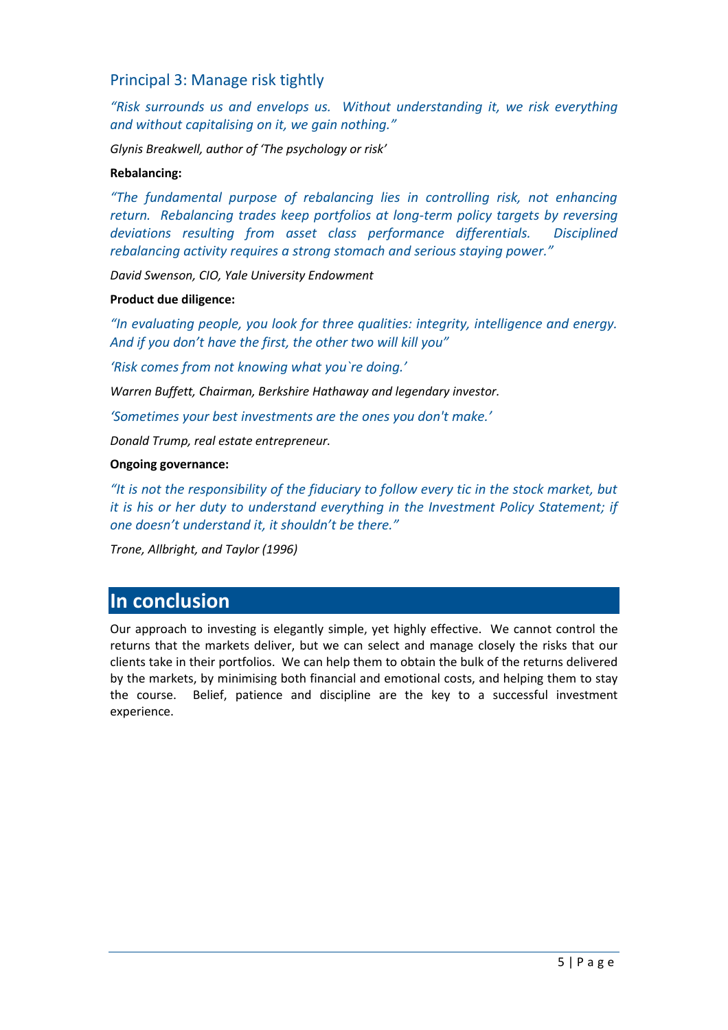## Principal 3: Manage risk tightly

*"Risk surrounds us and envelops us. Without understanding it, we risk everything and without capitalising on it, we gain nothing."*

*Glynis Breakwell, author of 'The psychology or risk'*

**Rebalancing:**

*"The fundamental purpose of rebalancing lies in controlling risk, not enhancing return. Rebalancing trades keep portfolios at long-term policy targets by reversing deviations resulting from asset class performance differentials. Disciplined rebalancing activity requires a strong stomach and serious staying power."*

*David Swenson, CIO, Yale University Endowment*

**Product due diligence:**

*"In evaluating people, you look for three qualities: integrity, intelligence and energy. And if you don't have the first, the other two will kill you"*

*'Risk comes from not knowing what you`re doing.'*

*Warren Buffett, Chairman, Berkshire Hathaway and legendary investor.*

*'Sometimes your best investments are the ones you don't make.'*

*Donald Trump, real estate entrepreneur.*

**Ongoing governance:**

*"It is not the responsibility of the fiduciary to follow every tic in the stock market, but it is his or her duty to understand everything in the Investment Policy Statement; if one doesn't understand it, it shouldn't be there."*

*Trone, Allbright, and Taylor (1996)*

# In conclusion

Our approach to investing is elegantly simple, yet highly effective. We cannot control the returns that the markets deliver, but we can select and manage closely the risks that our clients take in their portfolios. We can help them to obtain the bulk of the returns delivered by the markets, by minimising both financial and emotional costs, and helping them to stay the course. Belief, patience and discipline are the key to a successful investment experience.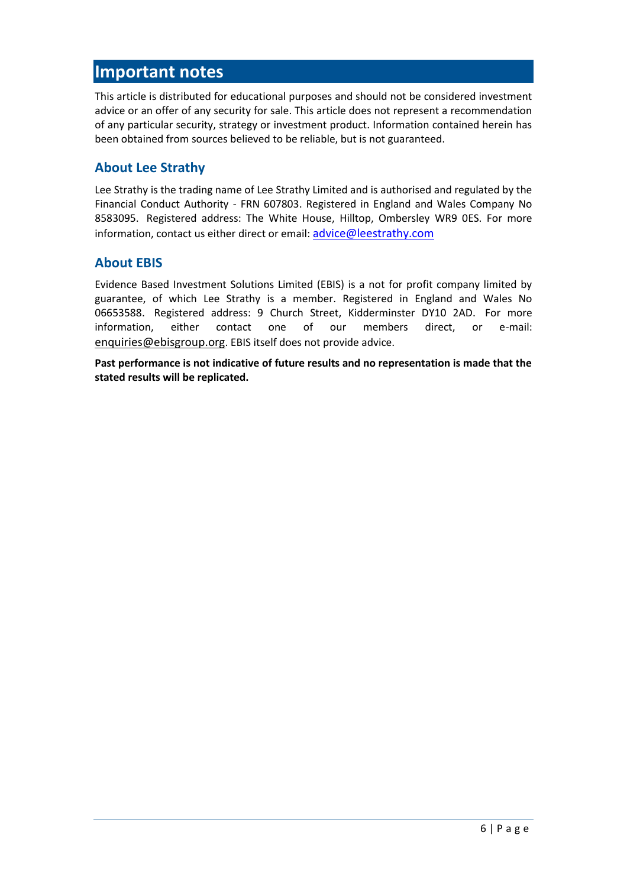# Important notes

This article is distributed for educational purposes and should not be considered investment advice or an offer of any security for sale. This article does not represent a recommendation of any particular security, strategy or investment product. Information contained herein has been obtained from sources believed to be reliable, but is not guaranteed.

## About Lee Strathy

Lee Strathy is the trading name of Lee Strathy Limited and is authorised and regulated by the Financial Conduct Authority - FRN 607803. Registered in England and Wales Company No 8583095. Registered address: The White House, Hilltop, Ombersley WR9 0ES. For more information, contact us either direct or email: advice@leestrathy.com

## About EBIS

Evidence Based Investment Solutions Limited (EBIS) is a not for profit company limited by guarantee, of which Lee Strathy is a member. Registered in England and Wales No 06653588. Registered address: 9 Church Street, Kidderminster DY10 2AD. For more information, either contact one of our members direct, or e-mail: enquiries@ebisgroup.org. EBIS itself does not provide advice.

**Past performance is not indicative of future results and no representation is made that the stated results will be replicated.**